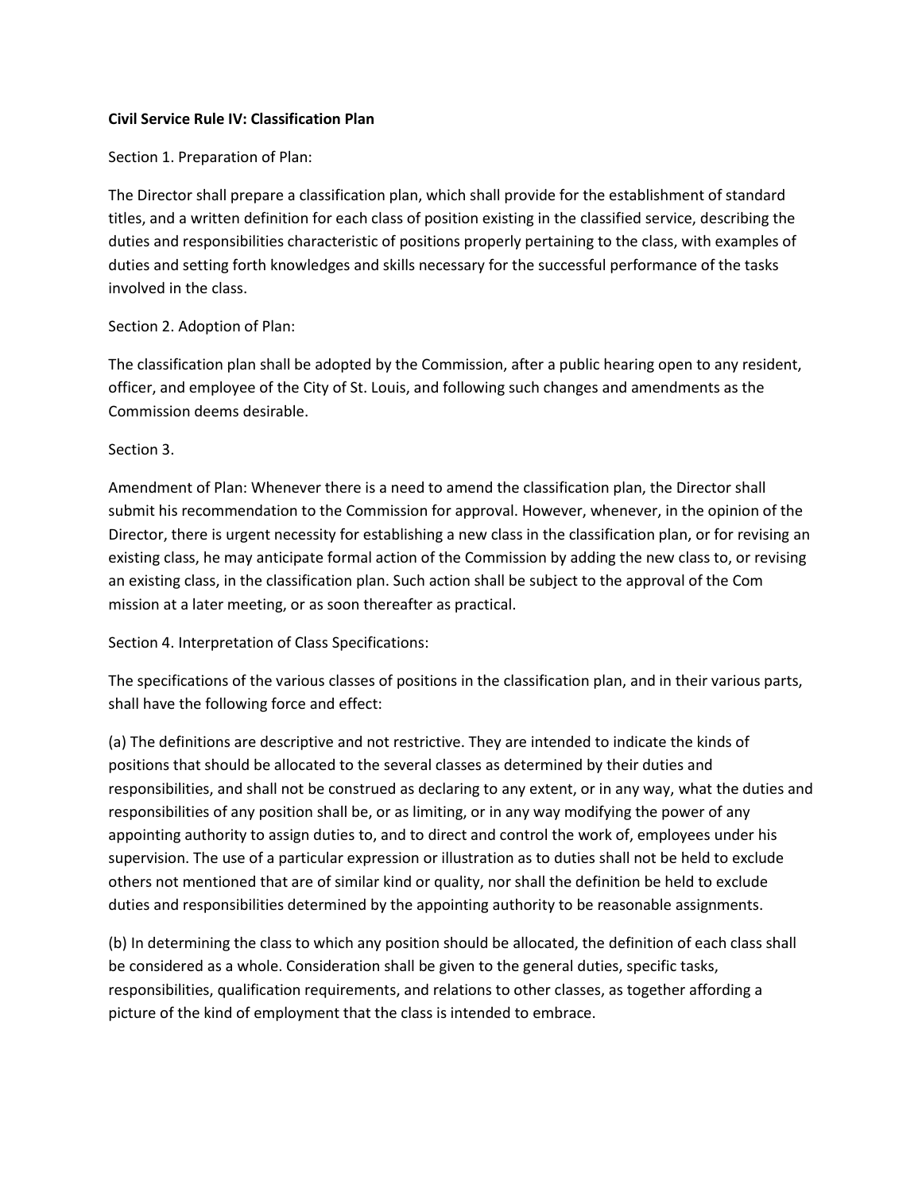**Civil Service Rule IV: Classification Plan**

Section 1. Preparation of Plan:

The Director shall prepare a classification plan, which shall provide for the establishment of standard titles, and a written definition for each class of position existing in the classified service, describing the duties and responsibilities characteristic of positions properly pertaining to the class, with examples of duties and setting forth knowledges and skills necessary for the successful performance of the tasks involved in the class.

Section 2. Adoption of Plan:

The classification plan shall be adopted by the Commission, after a public hearing open to any resident, officer, and employee of the City of St. Louis, and following such changes and amendments as the Commission deems desirable.

Section 3.

Amendment of Plan: Whenever there is a need to amend the classification plan, the Director shall submit his recommendation to the Commission for approval. However, whenever, in the opinion of the Director, there is urgent necessity for establishing a new class in the classification plan, or for revising an existing class, he may anticipate formal action of the Commission by adding the new class to, or revising an existing class, in the classification plan. Such action shall be subject to the approval of the Com mission at a later meeting, or as soon thereafter as practical.

Section 4. Interpretation of Class Specifications:

The specifications of the various classes of positions in the classification plan, and in their various parts, shall have the following force and effect:

(a) The definitions are descriptive and not restrictive. They are intended to indicate the kinds of positions that should be allocated to the several classes as determined by their duties and responsibilities, and shall not be construed as declaring to any extent, or in any way, what the duties and responsibilities of any position shall be, or as limiting, or in any way modifying the power of any appointing authority to assign duties to, and to direct and control the work of, employees under his supervision. The use of a particular expression or illustration as to duties shall not be held to exclude others not mentioned that are of similar kind or quality, nor shall the definition be held to exclude duties and responsibilities determined by the appointing authority to be reasonable assignments.

(b) In determining the class to which any position should be allocated, the definition of each class shall be considered as a whole. Consideration shall be given to the general duties, specific tasks, responsibilities, qualification requirements, and relations to other classes, as together affording a picture of the kind of employment that the class is intended to embrace.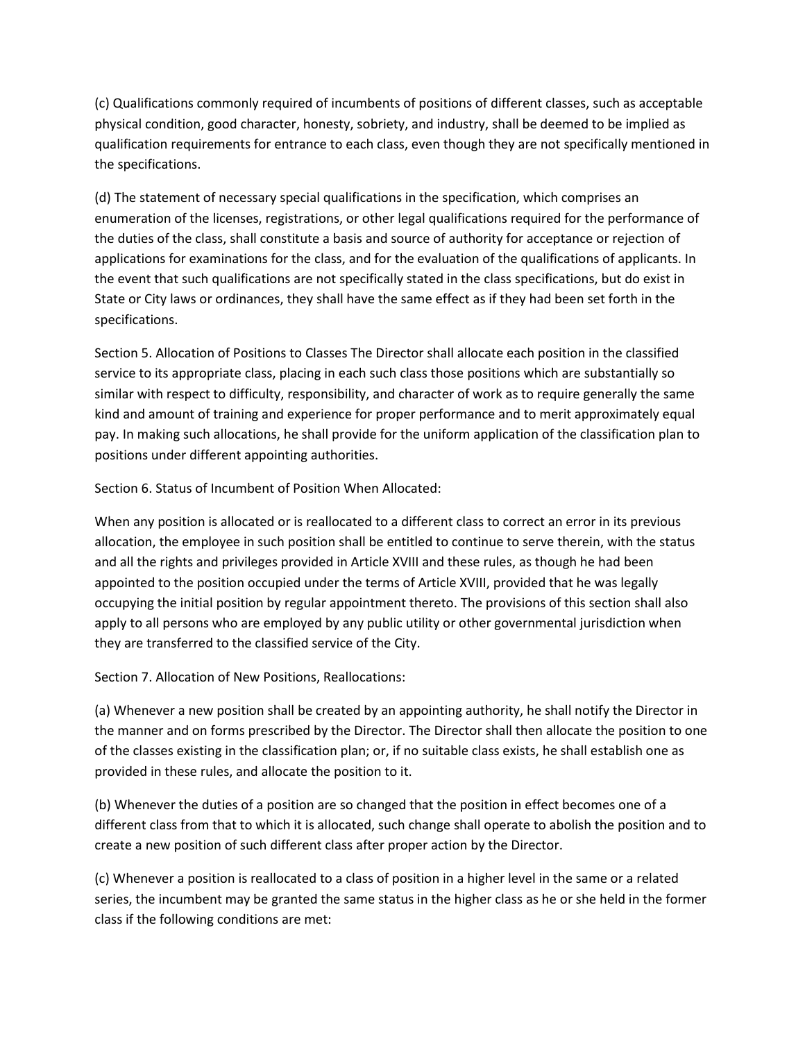(c) Qualifications commonly required of incumbents of positions of different classes, such as acceptable physical condition, good character, honesty, sobriety, and industry, shall be deemed to be implied as qualification requirements for entrance to each class, even though they are not specifically mentioned in the specifications.

(d) The statement of necessary special qualifications in the specification, which comprises an enumeration of the licenses, registrations, or other legal qualifications required for the performance of the duties of the class, shall constitute a basis and source of authority for acceptance or rejection of applications for examinations for the class, and for the evaluation of the qualifications of applicants. In the event that such qualifications are not specifically stated in the class specifications, but do exist in State or City laws or ordinances, they shall have the same effect as if they had been set forth in the specifications.

Section 5. Allocation of Positions to Classes The Director shall allocate each position in the classified service to its appropriate class, placing in each such class those positions which are substantially so similar with respect to difficulty, responsibility, and character of work as to require generally the same kind and amount of training and experience for proper performance and to merit approximately equal pay. In making such allocations, he shall provide for the uniform application of the classification plan to positions under different appointing authorities.

Section 6. Status of Incumbent of Position When Allocated:

When any position is allocated or is reallocated to a different class to correct an error in its previous allocation, the employee in such position shall be entitled to continue to serve therein, with the status and all the rights and privileges provided in Article XVIII and these rules, as though he had been appointed to the position occupied under the terms of Article XVIII, provided that he was legally occupying the initial position by regular appointment thereto. The provisions of this section shall also apply to all persons who are employed by any public utility or other governmental jurisdiction when they are transferred to the classified service of the City.

Section 7. Allocation of New Positions, Reallocations:

(a) Whenever a new position shall be created by an appointing authority, he shall notify the Director in the manner and on forms prescribed by the Director. The Director shall then allocate the position to one of the classes existing in the classification plan; or, if no suitable class exists, he shall establish one as provided in these rules, and allocate the position to it.

(b) Whenever the duties of a position are so changed that the position in effect becomes one of a different class from that to which it is allocated, such change shall operate to abolish the position and to create a new position of such different class after proper action by the Director.

(c) Whenever a position is reallocated to a class of position in a higher level in the same or a related series, the incumbent may be granted the same status in the higher class as he or she held in the former class if the following conditions are met: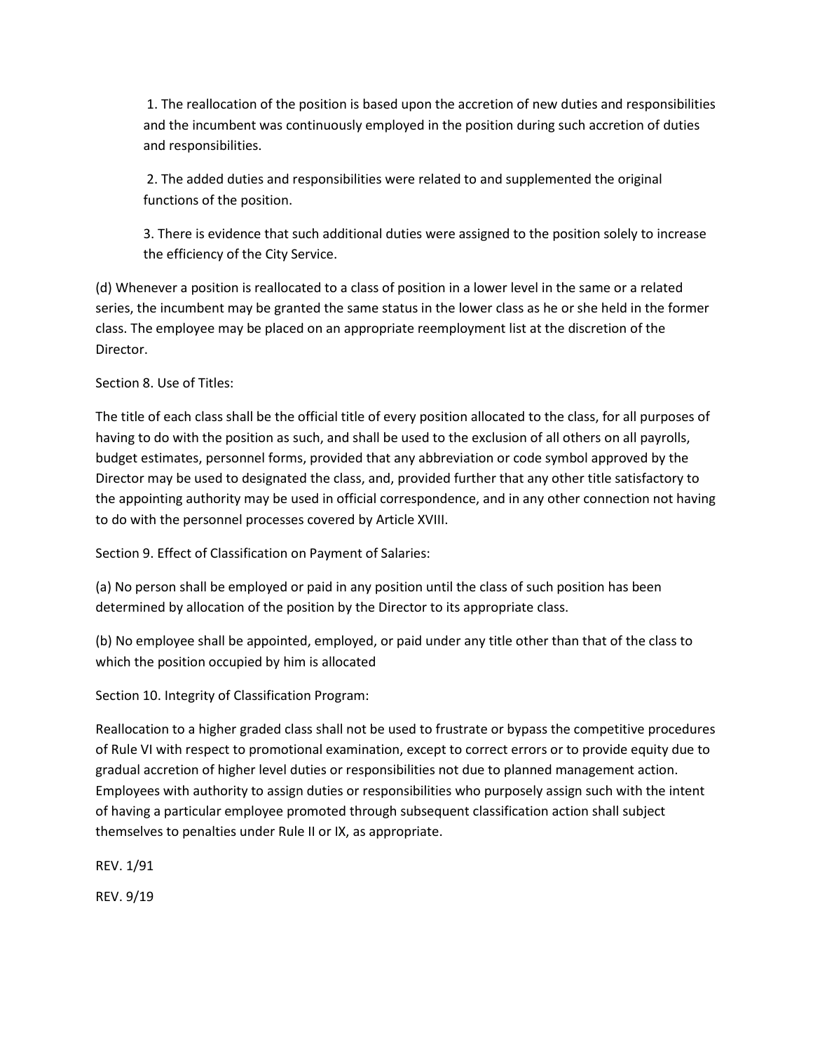1. The reallocation of the position is based upon the accretion of new duties and responsibilities and the incumbent was continuously employed in the position during such accretion of duties and responsibilities.

2. The added duties and responsibilities were related to and supplemented the original functions of the position.

3. There is evidence that such additional duties were assigned to the position solely to increase the efficiency of the City Service.

(d) Whenever a position is reallocated to a class of position in a lower level in the same or a related series, the incumbent may be granted the same status in the lower class as he or she held in the former class. The employee may be placed on an appropriate reemployment list at the discretion of the Director.

Section 8. Use of Titles:

The title of each class shall be the official title of every position allocated to the class, for all purposes of having to do with the position as such, and shall be used to the exclusion of all others on all payrolls, budget estimates, personnel forms, provided that any abbreviation or code symbol approved by the Director may be used to designated the class, and, provided further that any other title satisfactory to the appointing authority may be used in official correspondence, and in any other connection not having to do with the personnel processes covered by Article XVIII.

Section 9. Effect of Classification on Payment of Salaries:

(a) No person shall be employed or paid in any position until the class of such position has been determined by allocation of the position by the Director to its appropriate class.

(b) No employee shall be appointed, employed, or paid under any title other than that of the class to which the position occupied by him is allocated

Section 10. Integrity of Classification Program:

Reallocation to a higher graded class shall not be used to frustrate or bypass the competitive procedures of Rule VI with respect to promotional examination, except to correct errors or to provide equity due to gradual accretion of higher level duties or responsibilities not due to planned management action. Employees with authority to assign duties or responsibilities who purposely assign such with the intent of having a particular employee promoted through subsequent classification action shall subject themselves to penalties under Rule II or IX, as appropriate.

REV. 1/91

REV. 9/19